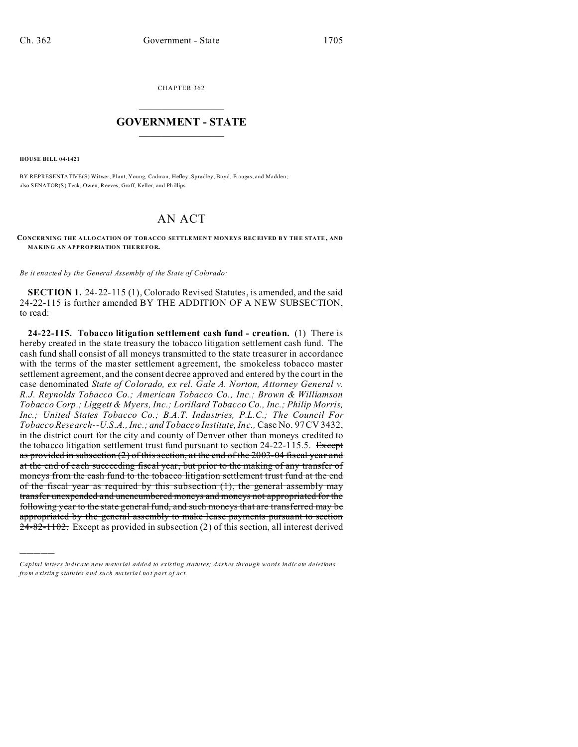CHAPTER 362

# GOVERNMENT - STATE

**HOUSE BILL 04-1421**

BY REPRESENTATIVE(S) Witwer, Plant, Young, Cadman, Hefley, Spradley, Boyd, Frangas, and Madden; also SENATOR(S) Teck, Owen, Reeves, Groff, Keller, and Phillips.

# AN ACT

**CONCERNING THE ALLOCATION OF TOBACCO SETTLEMENT MONEYS RECEIVED BY THE STATE, AND MAKING AN APPROPRIATION THEREFOR.**

*Be it enacted by the General Assembly of the State of Colorado:*

**SECTION 1.** 24-22-115 (1), Colorado Revised Statutes, is amended, and the said 24-22-115 is further amended BY THE ADDITION OF A NEW SUBSECTION, to read:

**24-22-115. Tobacco litigation settlement cash fund - creation.** (1) There is hereby created in the state treasury the tobacco litigation settlement cash fund. The cash fund shall consist of all moneys transmitted to the state treasurer in accordance with the terms of the master settlement agreement, the smokeless tobacco master settlement agreement, and the consent decree approved and entered by the court in the case denominated *State of Colorado, ex rel. Gale A. Norton, Attorney General v. R.J. Reynolds Tobacco Co.; American Tobacco Co., Inc.; Brown & Williamson Tobacco Corp.; Liggett & Myers, Inc.; Lorillard Tobacco Co., Inc.; Philip Morris, Inc.; United States Tobacco Co.; B.A.T. Industries, P.L.C.; The Council For Tobacco Research--U.S.A., Inc.; and Tobacco Institute, Inc.,* Case No. 97CV3432, in the district court for the city and county of Denver other than moneys credited to the tobacco litigation settlement trust fund pursuant to section 24-22-115.5. ~~Except as provided in subsection (2) of this section, at the end of the 2003-04 fiscal year and at the end of each succeeding fiscal year, but prior to the making of any transfer of moneys from the cash fund to the tobacco litigation settlement trust fund at the end of the fiscal year as required by this subsection (1), the general assembly may transfer unexpended and unencumbered moneys and moneys not appropriated for the following year to the state general fund, and such moneys that are transferred may be appropriated by the general assembly to make lease payments pursuant to section 24-82-1102.~~ Except as provided in subsection (2) of this section, all interest derived

---

*Capital letters indicate new material added to existing statutes; dashes through words indicate deletions from existing statutes and such material not part of act.*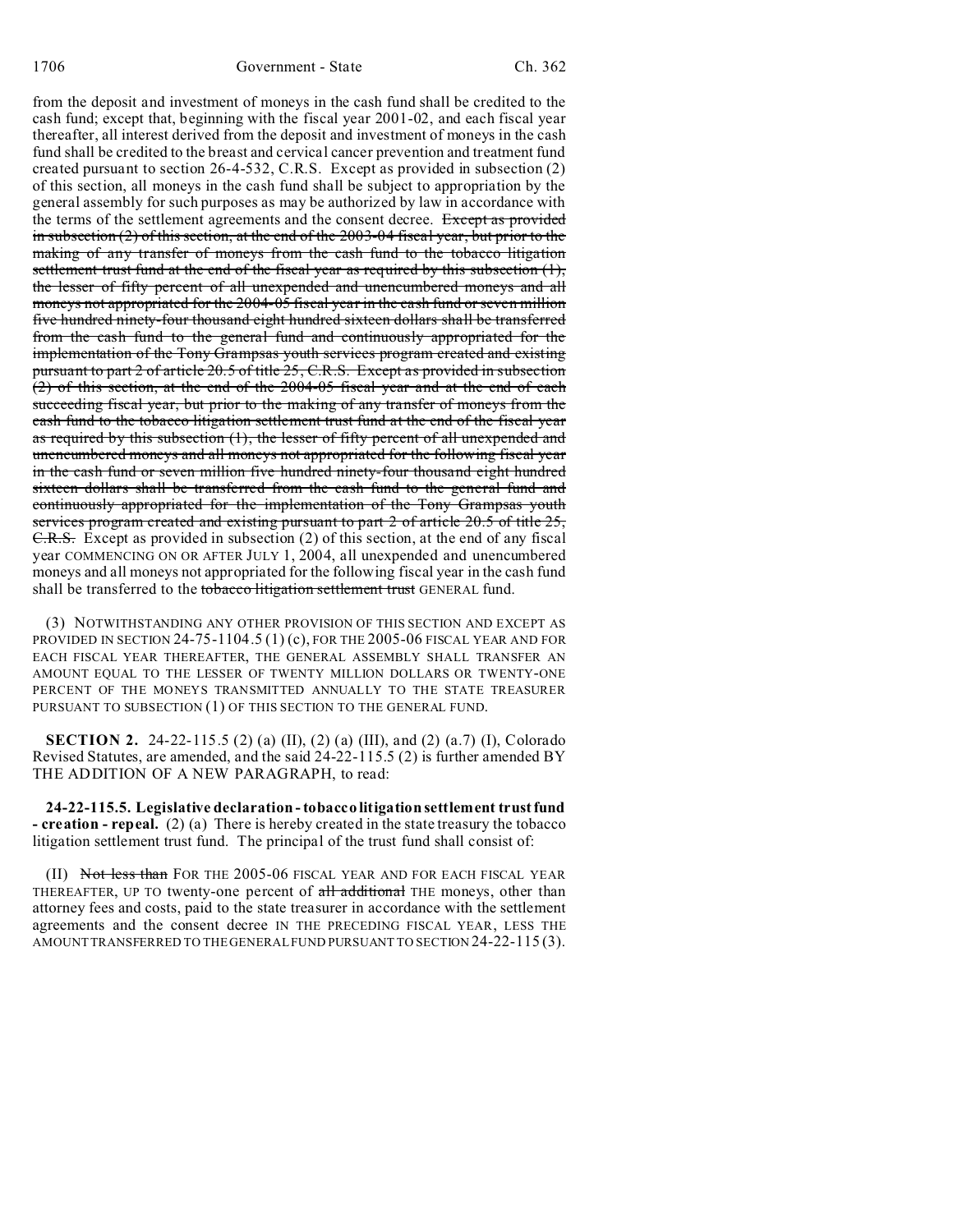from the deposit and investment of moneys in the cash fund shall be credited to the cash fund; except that, beginning with the fiscal year 2001-02, and each fiscal year thereafter, all interest derived from the deposit and investment of moneys in the cash fund shall be credited to the breast and cervical cancer prevention and treatment fund created pursuant to section 26-4-532, C.R.S. Except as provided in subsection (2) of this section, all moneys in the cash fund shall be subject to appropriation by the general assembly for such purposes as may be authorized by law in accordance with the terms of the settlement agreements and the consent decree. ~~Except as provided in subsection (2) of this section, at the end of the 2003-04 fiscal year, but prior to the making of any transfer of moneys from the cash fund to the tobacco litigation settlement trust fund at the end of the fiscal year as required by this subsection (1), the lesser of fifty percent of all unexpended and unencumbered moneys and all moneys not appropriated for the 2004-05 fiscal year in the cash fund or seven million five hundred ninety-four thousand eight hundred sixteen dollars shall be transferred from the cash fund to the general fund and continuously appropriated for the implementation of the Tony Grampsas youth services program created and existing pursuant to part 2 of article 20.5 of title 25, C.R.S. Except as provided in subsection (2) of this section, at the end of the 2004-05 fiscal year and at the end of each succeeding fiscal year, but prior to the making of any transfer of moneys from the cash fund to the tobacco litigation settlement trust fund at the end of the fiscal year as required by this subsection (1), the lesser of fifty percent of all unexpended and unencumbered moneys and all moneys not appropriated for the following fiscal year in the cash fund or seven million five hundred ninety-four thousand eight hundred sixteen dollars shall be transferred from the cash fund to the general fund and continuously appropriated for the implementation of the Tony Grampsas youth services program created and existing pursuant to part 2 of article 20.5 of title 25, C.R.S.~~ Except as provided in subsection (2) of this section, at the end of any fiscal year COMMENCING ON OR AFTER JULY 1, 2004, all unexpended and unencumbered moneys and all moneys not appropriated for the following fiscal year in the cash fund shall be transferred to the ~~tobacco litigation settlement trust~~ GENERAL fund.

(3) NOTWITHSTANDING ANY OTHER PROVISION OF THIS SECTION AND EXCEPT AS PROVIDED IN SECTION 24-75-1104.5 (1) (c), FOR THE 2005-06 FISCAL YEAR AND FOR EACH FISCAL YEAR THEREAFTER, THE GENERAL ASSEMBLY SHALL TRANSFER AN AMOUNT EQUAL TO THE LESSER OF TWENTY MILLION DOLLARS OR TWENTY-ONE PERCENT OF THE MONEYS TRANSMITTED ANNUALLY TO THE STATE TREASURER PURSUANT TO SUBSECTION (1) OF THIS SECTION TO THE GENERAL FUND.

**SECTION 2.** 24-22-115.5 (2) (a) (II), (2) (a) (III), and (2) (a.7) (I), Colorado Revised Statutes, are amended, and the said 24-22-115.5 (2) is further amended BY THE ADDITION OF A NEW PARAGRAPH, to read:

**24-22-115.5. Legislative declaration - tobacco litigation settlement trust fund - creation - repeal.** (2) (a) There is hereby created in the state treasury the tobacco litigation settlement trust fund. The principal of the trust fund shall consist of:

(II) ~~Not less than~~ FOR THE 2005-06 FISCAL YEAR AND FOR EACH FISCAL YEAR THEREAFTER, UP TO twenty-one percent of ~~all additional~~ THE moneys, other than attorney fees and costs, paid to the state treasurer in accordance with the settlement agreements and the consent decree IN THE PRECEDING FISCAL YEAR, LESS THE AMOUNT TRANSFERRED TO THE GENERAL FUND PURSUANT TO SECTION 24-22-115 (3).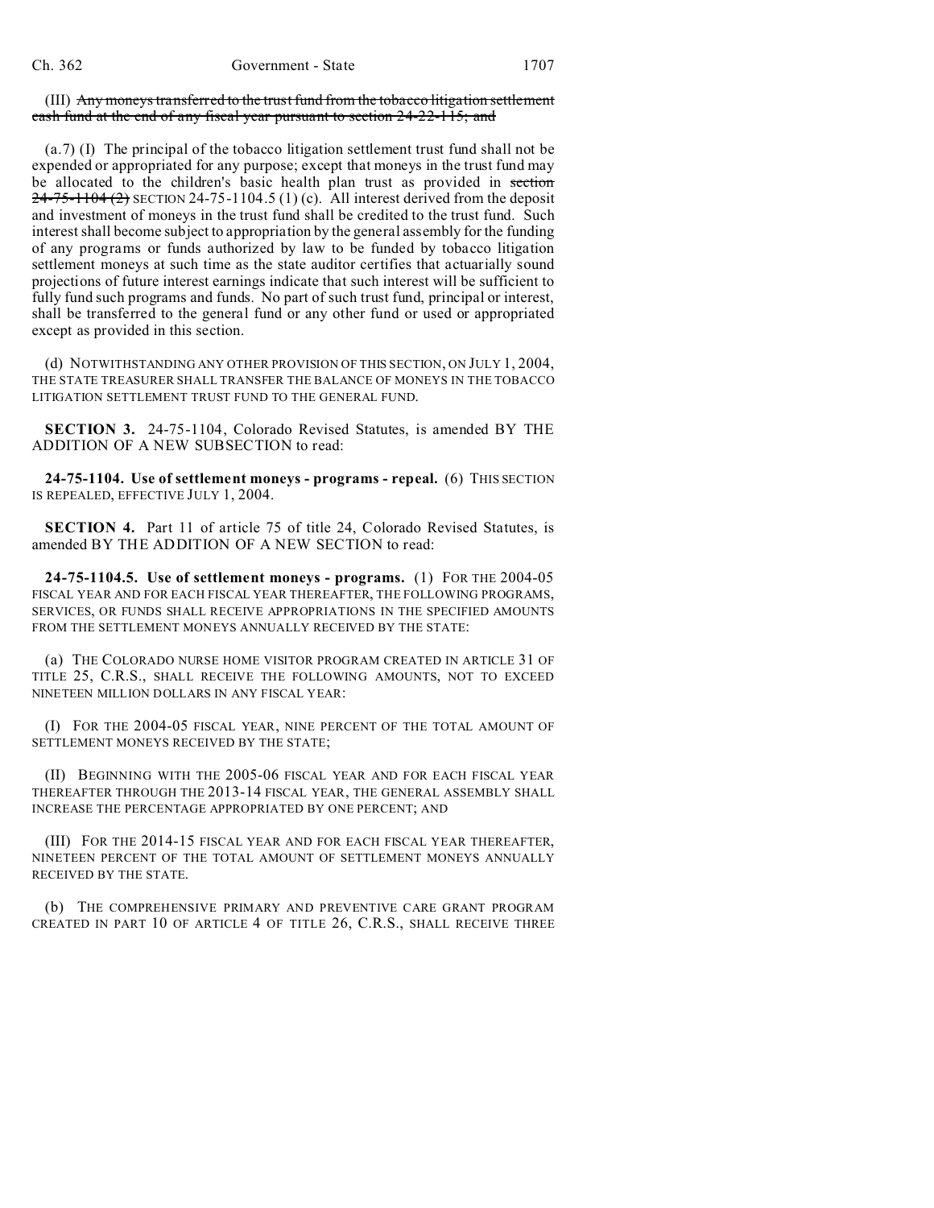(III) ~~Any moneys transferred to the trust fund from the tobacco litigation settlement cash fund at the end of any fiscal year pursuant to section 24-22-115; and~~

(a.7) (I) The principal of the tobacco litigation settlement trust fund shall not be expended or appropriated for any purpose; except that moneys in the trust fund may be allocated to the children's basic health plan trust as provided in ~~section 24-75-1104 (2)~~ SECTION 24-75-1104.5 (1) (c). All interest derived from the deposit and investment of moneys in the trust fund shall be credited to the trust fund. Such interest shall become subject to appropriation by the general assembly for the funding of any programs or funds authorized by law to be funded by tobacco litigation settlement moneys at such time as the state auditor certifies that actuarially sound projections of future interest earnings indicate that such interest will be sufficient to fully fund such programs and funds. No part of such trust fund, principal or interest, shall be transferred to the general fund or any other fund or used or appropriated except as provided in this section.

(d) NOTWITHSTANDING ANY OTHER PROVISION OF THIS SECTION, ON JULY 1, 2004, THE STATE TREASURER SHALL TRANSFER THE BALANCE OF MONEYS IN THE TOBACCO LITIGATION SETTLEMENT TRUST FUND TO THE GENERAL FUND.

**SECTION 3.** 24-75-1104, Colorado Revised Statutes, is amended BY THE ADDITION OF A NEW SUBSECTION to read:

**24-75-1104. Use of settlement moneys - programs - repeal.** (6) THIS SECTION IS REPEALED, EFFECTIVE JULY 1, 2004.

**SECTION 4.** Part 11 of article 75 of title 24, Colorado Revised Statutes, is amended BY THE ADDITION OF A NEW SECTION to read:

**24-75-1104.5. Use of settlement moneys - programs.** (1) FOR THE 2004-05 FISCAL YEAR AND FOR EACH FISCAL YEAR THEREAFTER, THE FOLLOWING PROGRAMS, SERVICES, OR FUNDS SHALL RECEIVE APPROPRIATIONS IN THE SPECIFIED AMOUNTS FROM THE SETTLEMENT MONEYS ANNUALLY RECEIVED BY THE STATE:

(a) THE COLORADO NURSE HOME VISITOR PROGRAM CREATED IN ARTICLE 31 OF TITLE 25, C.R.S., SHALL RECEIVE THE FOLLOWING AMOUNTS, NOT TO EXCEED NINETEEN MILLION DOLLARS IN ANY FISCAL YEAR:

(I) FOR THE 2004-05 FISCAL YEAR, NINE PERCENT OF THE TOTAL AMOUNT OF SETTLEMENT MONEYS RECEIVED BY THE STATE;

(II) BEGINNING WITH THE 2005-06 FISCAL YEAR AND FOR EACH FISCAL YEAR THEREAFTER THROUGH THE 2013-14 FISCAL YEAR, THE GENERAL ASSEMBLY SHALL INCREASE THE PERCENTAGE APPROPRIATED BY ONE PERCENT; AND

(III) FOR THE 2014-15 FISCAL YEAR AND FOR EACH FISCAL YEAR THEREAFTER, NINETEEN PERCENT OF THE TOTAL AMOUNT OF SETTLEMENT MONEYS ANNUALLY RECEIVED BY THE STATE.

(b) THE COMPREHENSIVE PRIMARY AND PREVENTIVE CARE GRANT PROGRAM CREATED IN PART 10 OF ARTICLE 4 OF TITLE 26, C.R.S., SHALL RECEIVE THREE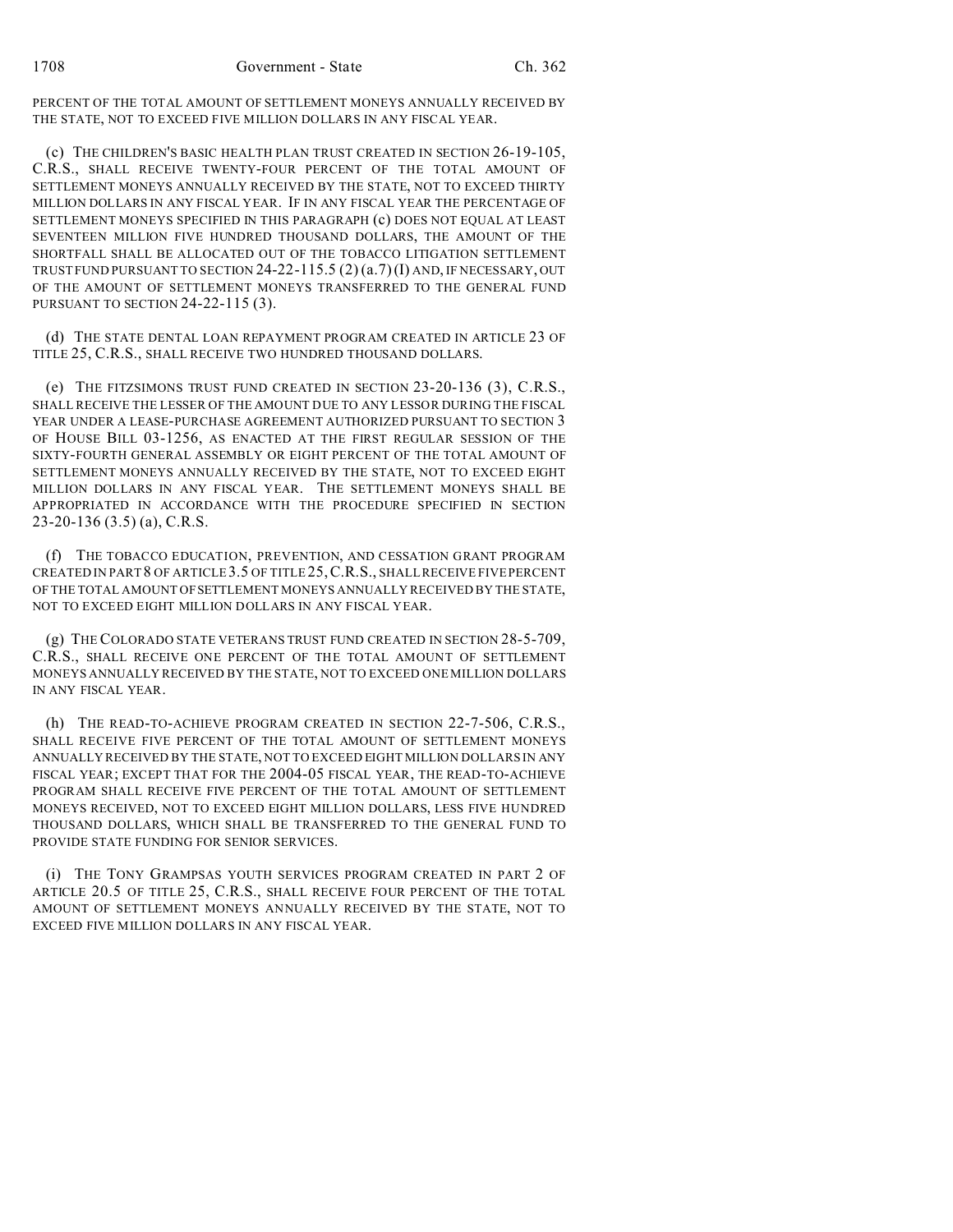PERCENT OF THE TOTAL AMOUNT OF SETTLEMENT MONEYS ANNUALLY RECEIVED BY THE STATE, NOT TO EXCEED FIVE MILLION DOLLARS IN ANY FISCAL YEAR.

(c) THE CHILDREN'S BASIC HEALTH PLAN TRUST CREATED IN SECTION 26-19-105, C.R.S., SHALL RECEIVE TWENTY-FOUR PERCENT OF THE TOTAL AMOUNT OF SETTLEMENT MONEYS ANNUALLY RECEIVED BY THE STATE, NOT TO EXCEED THIRTY MILLION DOLLARS IN ANY FISCAL YEAR. IF IN ANY FISCAL YEAR THE PERCENTAGE OF SETTLEMENT MONEYS SPECIFIED IN THIS PARAGRAPH (c) DOES NOT EQUAL AT LEAST SEVENTEEN MILLION FIVE HUNDRED THOUSAND DOLLARS, THE AMOUNT OF THE SHORTFALL SHALL BE ALLOCATED OUT OF THE TOBACCO LITIGATION SETTLEMENT TRUST FUND PURSUANT TO SECTION 24-22-115.5 (2) (a.7) (I) AND, IF NECESSARY, OUT OF THE AMOUNT OF SETTLEMENT MONEYS TRANSFERRED TO THE GENERAL FUND PURSUANT TO SECTION 24-22-115 (3).

(d) THE STATE DENTAL LOAN REPAYMENT PROGRAM CREATED IN ARTICLE 23 OF TITLE 25, C.R.S., SHALL RECEIVE TWO HUNDRED THOUSAND DOLLARS.

(e) THE FITZSIMONS TRUST FUND CREATED IN SECTION 23-20-136 (3), C.R.S., SHALL RECEIVE THE LESSER OF THE AMOUNT DUE TO ANY LESSOR DURING THE FISCAL YEAR UNDER A LEASE-PURCHASE AGREEMENT AUTHORIZED PURSUANT TO SECTION 3 OF HOUSE BILL 03-1256, AS ENACTED AT THE FIRST REGULAR SESSION OF THE SIXTY-FOURTH GENERAL ASSEMBLY OR EIGHT PERCENT OF THE TOTAL AMOUNT OF SETTLEMENT MONEYS ANNUALLY RECEIVED BY THE STATE, NOT TO EXCEED EIGHT MILLION DOLLARS IN ANY FISCAL YEAR. THE SETTLEMENT MONEYS SHALL BE APPROPRIATED IN ACCORDANCE WITH THE PROCEDURE SPECIFIED IN SECTION 23-20-136 (3.5) (a), C.R.S.

(f) THE TOBACCO EDUCATION, PREVENTION, AND CESSATION GRANT PROGRAM CREATED IN PART 8 OF ARTICLE 3.5 OF TITLE 25, C.R.S., SHALL RECEIVE FIVE PERCENT OF THE TOTAL AMOUNT OF SETTLEMENT MONEYS ANNUALLY RECEIVED BY THE STATE, NOT TO EXCEED EIGHT MILLION DOLLARS IN ANY FISCAL YEAR.

(g) THE COLORADO STATE VETERANS TRUST FUND CREATED IN SECTION 28-5-709, C.R.S., SHALL RECEIVE ONE PERCENT OF THE TOTAL AMOUNT OF SETTLEMENT MONEYS ANNUALLY RECEIVED BY THE STATE, NOT TO EXCEED ONE MILLION DOLLARS IN ANY FISCAL YEAR.

(h) THE READ-TO-ACHIEVE PROGRAM CREATED IN SECTION 22-7-506, C.R.S., SHALL RECEIVE FIVE PERCENT OF THE TOTAL AMOUNT OF SETTLEMENT MONEYS ANNUALLY RECEIVED BY THE STATE, NOT TO EXCEED EIGHT MILLION DOLLARS IN ANY FISCAL YEAR; EXCEPT THAT FOR THE 2004-05 FISCAL YEAR, THE READ-TO-ACHIEVE PROGRAM SHALL RECEIVE FIVE PERCENT OF THE TOTAL AMOUNT OF SETTLEMENT MONEYS RECEIVED, NOT TO EXCEED EIGHT MILLION DOLLARS, LESS FIVE HUNDRED THOUSAND DOLLARS, WHICH SHALL BE TRANSFERRED TO THE GENERAL FUND TO PROVIDE STATE FUNDING FOR SENIOR SERVICES.

(i) THE TONY GRAMPSAS YOUTH SERVICES PROGRAM CREATED IN PART 2 OF ARTICLE 20.5 OF TITLE 25, C.R.S., SHALL RECEIVE FOUR PERCENT OF THE TOTAL AMOUNT OF SETTLEMENT MONEYS ANNUALLY RECEIVED BY THE STATE, NOT TO EXCEED FIVE MILLION DOLLARS IN ANY FISCAL YEAR.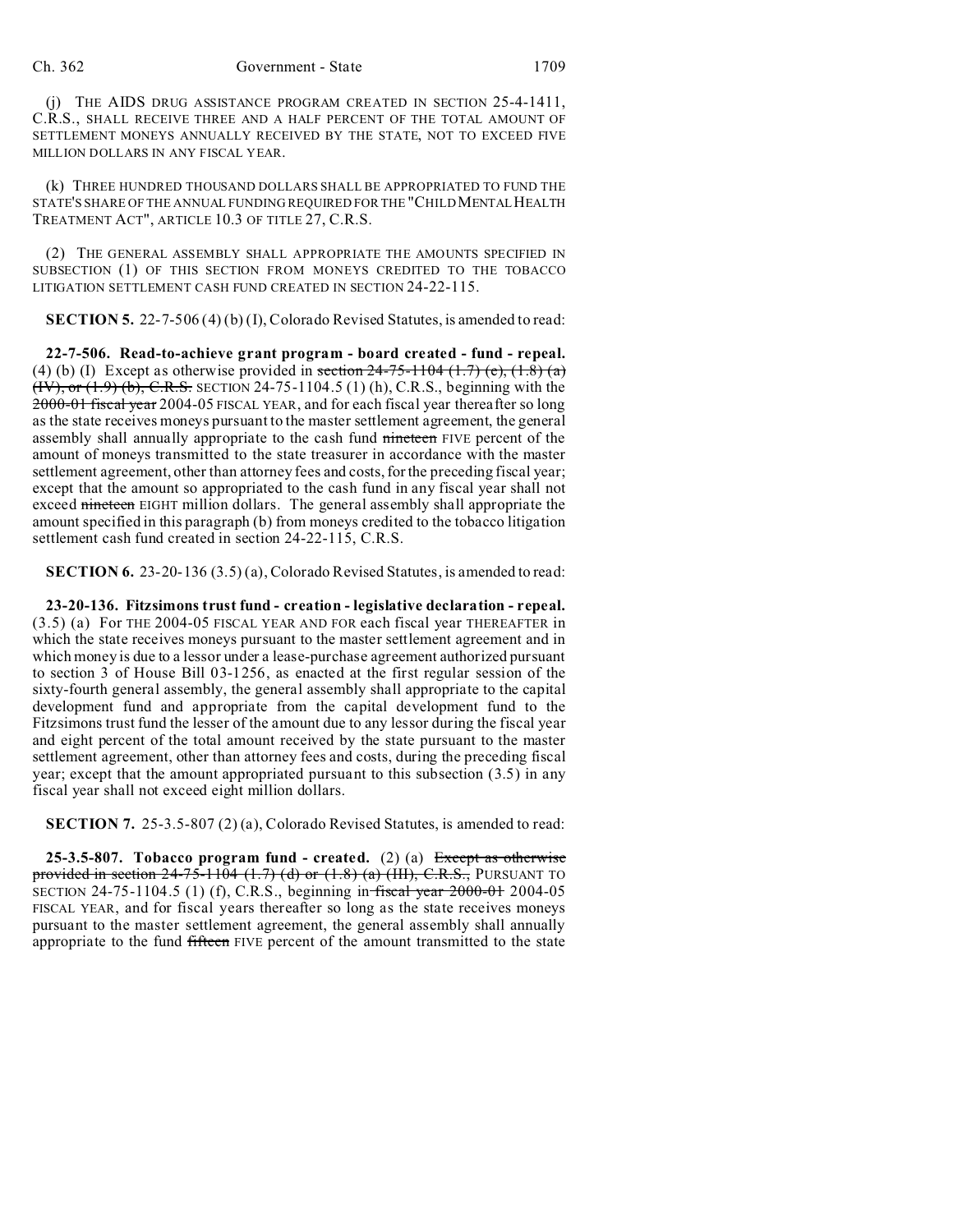(j) THE AIDS DRUG ASSISTANCE PROGRAM CREATED IN SECTION 25-4-1411, C.R.S., SHALL RECEIVE THREE AND A HALF PERCENT OF THE TOTAL AMOUNT OF SETTLEMENT MONEYS ANNUALLY RECEIVED BY THE STATE, NOT TO EXCEED FIVE MILLION DOLLARS IN ANY FISCAL YEAR.

(k) THREE HUNDRED THOUSAND DOLLARS SHALL BE APPROPRIATED TO FUND THE STATE'S SHARE OF THE ANNUAL FUNDING REQUIRED FOR THE "CHILD MENTAL HEALTH TREATMENT ACT", ARTICLE 10.3 OF TITLE 27, C.R.S.

(2) THE GENERAL ASSEMBLY SHALL APPROPRIATE THE AMOUNTS SPECIFIED IN SUBSECTION (1) OF THIS SECTION FROM MONEYS CREDITED TO THE TOBACCO LITIGATION SETTLEMENT CASH FUND CREATED IN SECTION 24-22-115.

**SECTION 5.** 22-7-506 (4) (b) (I), Colorado Revised Statutes, is amended to read:

**22-7-506. Read-to-achieve grant program - board created - fund - repeal.** (4) (b) (I) Except as otherwise provided in ~~section 24-75-1104 (1.7) (e), (1.8) (a) (IV), or (1.9) (b), C.R.S.~~ SECTION 24-75-1104.5 (1) (h), C.R.S., beginning with the ~~2000-01 fiscal year~~ 2004-05 FISCAL YEAR, and for each fiscal year thereafter so long as the state receives moneys pursuant to the master settlement agreement, the general assembly shall annually appropriate to the cash fund ~~nineteen~~ FIVE percent of the amount of moneys transmitted to the state treasurer in accordance with the master settlement agreement, other than attorney fees and costs, for the preceding fiscal year; except that the amount so appropriated to the cash fund in any fiscal year shall not exceed ~~nineteen~~ EIGHT million dollars. The general assembly shall appropriate the amount specified in this paragraph (b) from moneys credited to the tobacco litigation settlement cash fund created in section 24-22-115, C.R.S.

**SECTION 6.** 23-20-136 (3.5) (a), Colorado Revised Statutes, is amended to read:

**23-20-136. Fitzsimons trust fund - creation - legislative declaration - repeal.** (3.5) (a) For THE 2004-05 FISCAL YEAR AND FOR each fiscal year THEREAFTER in which the state receives moneys pursuant to the master settlement agreement and in which money is due to a lessor under a lease-purchase agreement authorized pursuant to section 3 of House Bill 03-1256, as enacted at the first regular session of the sixty-fourth general assembly, the general assembly shall appropriate to the capital development fund and appropriate from the capital development fund to the Fitzsimons trust fund the lesser of the amount due to any lessor during the fiscal year and eight percent of the total amount received by the state pursuant to the master settlement agreement, other than attorney fees and costs, during the preceding fiscal year; except that the amount appropriated pursuant to this subsection (3.5) in any fiscal year shall not exceed eight million dollars.

**SECTION 7.** 25-3.5-807 (2) (a), Colorado Revised Statutes, is amended to read:

**25-3.5-807. Tobacco program fund - created.** (2) (a) ~~Except as otherwise provided in section 24-75-1104 (1.7) (d) or (1.8) (a) (III), C.R.S.,~~ PURSUANT TO SECTION 24-75-1104.5 (1) (f), C.R.S., beginning in ~~fiscal year 2000-01~~ 2004-05 FISCAL YEAR, and for fiscal years thereafter so long as the state receives moneys pursuant to the master settlement agreement, the general assembly shall annually appropriate to the fund ~~fifteen~~ FIVE percent of the amount transmitted to the state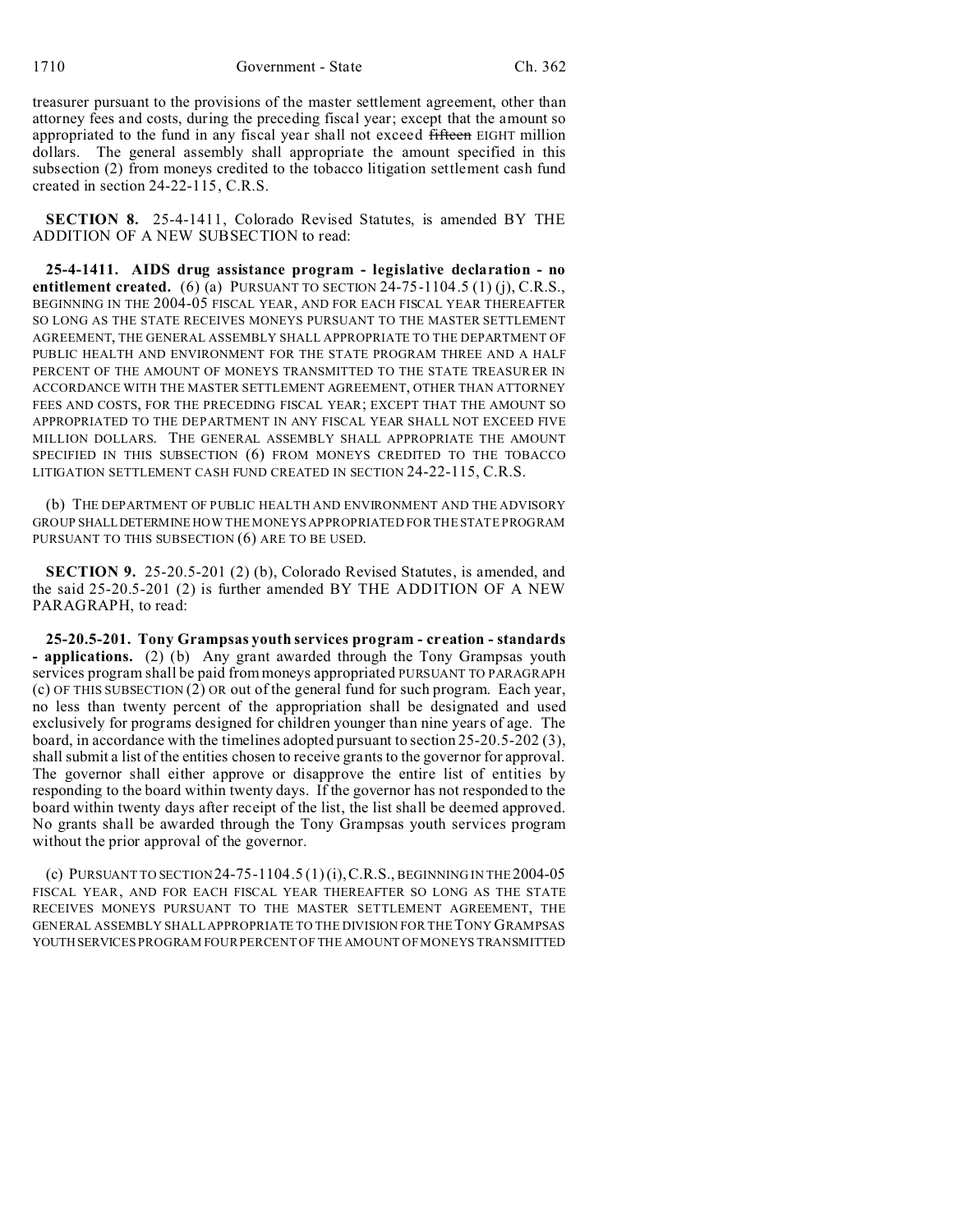treasurer pursuant to the provisions of the master settlement agreement, other than attorney fees and costs, during the preceding fiscal year; except that the amount so appropriated to the fund in any fiscal year shall not exceed ~~fifteen~~ EIGHT million dollars. The general assembly shall appropriate the amount specified in this subsection (2) from moneys credited to the tobacco litigation settlement cash fund created in section 24-22-115, C.R.S.

**SECTION 8.** 25-4-1411, Colorado Revised Statutes, is amended BY THE ADDITION OF A NEW SUBSECTION to read:

**25-4-1411. AIDS drug assistance program - legislative declaration - no entitlement created.** (6) (a) PURSUANT TO SECTION 24-75-1104.5 (1) (j), C.R.S., BEGINNING IN THE 2004-05 FISCAL YEAR, AND FOR EACH FISCAL YEAR THEREAFTER SO LONG AS THE STATE RECEIVES MONEYS PURSUANT TO THE MASTER SETTLEMENT AGREEMENT, THE GENERAL ASSEMBLY SHALL APPROPRIATE TO THE DEPARTMENT OF PUBLIC HEALTH AND ENVIRONMENT FOR THE STATE PROGRAM THREE AND A HALF PERCENT OF THE AMOUNT OF MONEYS TRANSMITTED TO THE STATE TREASURER IN ACCORDANCE WITH THE MASTER SETTLEMENT AGREEMENT, OTHER THAN ATTORNEY FEES AND COSTS, FOR THE PRECEDING FISCAL YEAR; EXCEPT THAT THE AMOUNT SO APPROPRIATED TO THE DEPARTMENT IN ANY FISCAL YEAR SHALL NOT EXCEED FIVE MILLION DOLLARS. THE GENERAL ASSEMBLY SHALL APPROPRIATE THE AMOUNT SPECIFIED IN THIS SUBSECTION (6) FROM MONEYS CREDITED TO THE TOBACCO LITIGATION SETTLEMENT CASH FUND CREATED IN SECTION 24-22-115, C.R.S.

(b) THE DEPARTMENT OF PUBLIC HEALTH AND ENVIRONMENT AND THE ADVISORY GROUP SHALL DETERMINE HOW THE MONEYS APPROPRIATED FOR THE STATE PROGRAM PURSUANT TO THIS SUBSECTION (6) ARE TO BE USED.

**SECTION 9.** 25-20.5-201 (2) (b), Colorado Revised Statutes, is amended, and the said 25-20.5-201 (2) is further amended BY THE ADDITION OF A NEW PARAGRAPH, to read:

**25-20.5-201. Tony Grampsas youth services program - creation - standards - applications.** (2) (b) Any grant awarded through the Tony Grampsas youth services program shall be paid from moneys appropriated PURSUANT TO PARAGRAPH (c) OF THIS SUBSECTION (2) OR out of the general fund for such program. Each year, no less than twenty percent of the appropriation shall be designated and used exclusively for programs designed for children younger than nine years of age. The board, in accordance with the timelines adopted pursuant to section 25-20.5-202 (3), shall submit a list of the entities chosen to receive grants to the governor for approval. The governor shall either approve or disapprove the entire list of entities by responding to the board within twenty days. If the governor has not responded to the board within twenty days after receipt of the list, the list shall be deemed approved. No grants shall be awarded through the Tony Grampsas youth services program without the prior approval of the governor.

(c) PURSUANT TO SECTION 24-75-1104.5 (1) (i), C.R.S., BEGINNING IN THE 2004-05 FISCAL YEAR, AND FOR EACH FISCAL YEAR THEREAFTER SO LONG AS THE STATE RECEIVES MONEYS PURSUANT TO THE MASTER SETTLEMENT AGREEMENT, THE GENERAL ASSEMBLY SHALL APPROPRIATE TO THE DIVISION FOR THE TONY GRAMPSAS YOUTH SERVICES PROGRAM FOUR PERCENT OF THE AMOUNT OF MONEYS TRANSMITTED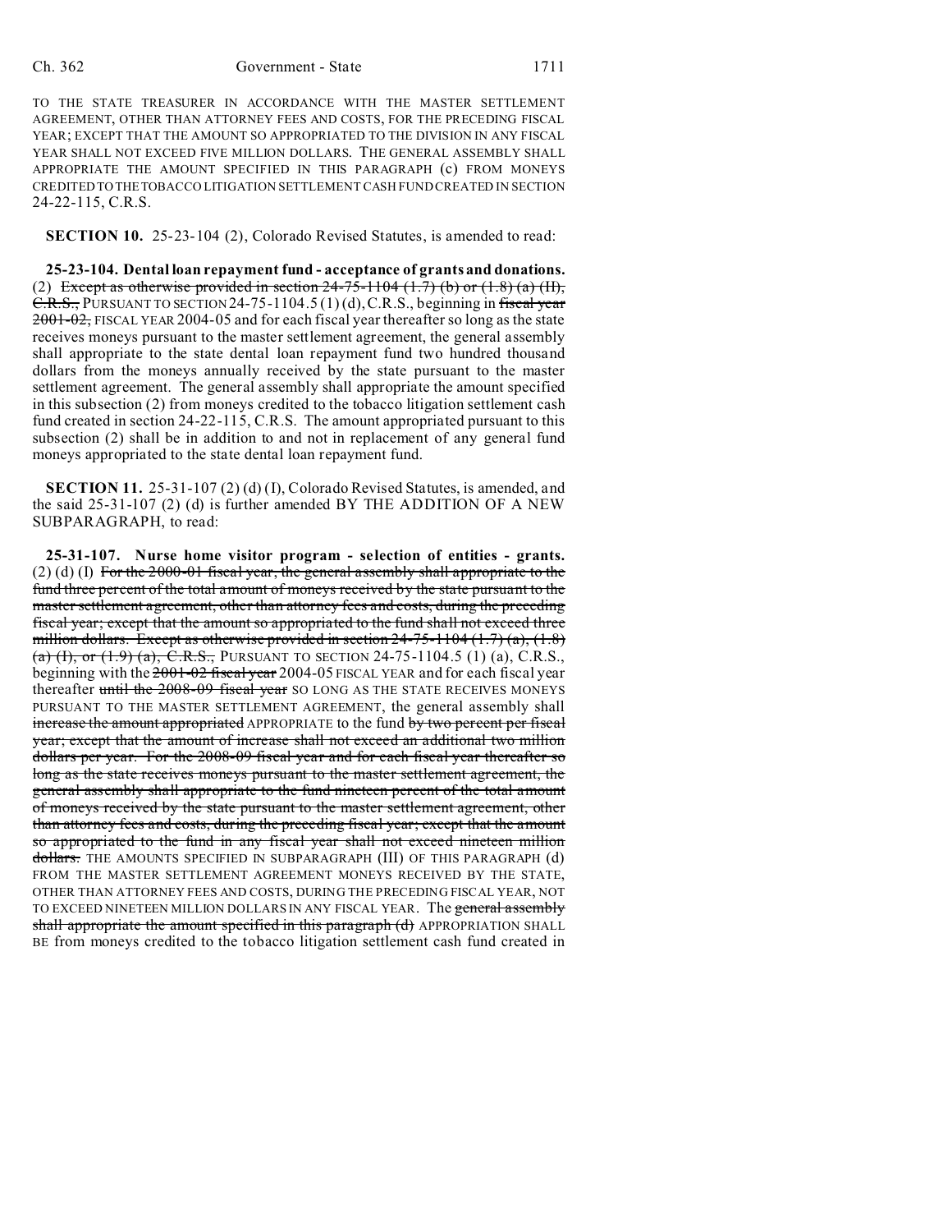TO THE STATE TREASURER IN ACCORDANCE WITH THE MASTER SETTLEMENT AGREEMENT, OTHER THAN ATTORNEY FEES AND COSTS, FOR THE PRECEDING FISCAL YEAR; EXCEPT THAT THE AMOUNT SO APPROPRIATED TO THE DIVISION IN ANY FISCAL YEAR SHALL NOT EXCEED FIVE MILLION DOLLARS. THE GENERAL ASSEMBLY SHALL APPROPRIATE THE AMOUNT SPECIFIED IN THIS PARAGRAPH (c) FROM MONEYS CREDITED TO THE TOBACCO LITIGATION SETTLEMENT CASH FUND CREATED IN SECTION 24-22-115, C.R.S.

**SECTION 10.** 25-23-104 (2), Colorado Revised Statutes, is amended to read:

**25-23-104. Dental loan repayment fund - acceptance of grants and donations.** (2) ~~Except as otherwise provided in section 24-75-1104 (1.7) (b) or (1.8) (a) (II), C.R.S.,~~ PURSUANT TO SECTION 24-75-1104.5 (1) (d), C.R.S., beginning in ~~fiscal year 2001-02,~~ FISCAL YEAR 2004-05 and for each fiscal year thereafter so long as the state receives moneys pursuant to the master settlement agreement, the general assembly shall appropriate to the state dental loan repayment fund two hundred thousand dollars from the moneys annually received by the state pursuant to the master settlement agreement. The general assembly shall appropriate the amount specified in this subsection (2) from moneys credited to the tobacco litigation settlement cash fund created in section 24-22-115, C.R.S. The amount appropriated pursuant to this subsection (2) shall be in addition to and not in replacement of any general fund moneys appropriated to the state dental loan repayment fund.

**SECTION 11.** 25-31-107 (2) (d) (I), Colorado Revised Statutes, is amended, and the said 25-31-107 (2) (d) is further amended BY THE ADDITION OF A NEW SUBPARAGRAPH, to read:

**25-31-107. Nurse home visitor program - selection of entities - grants.** (2) (d) (I) ~~For the 2000-01 fiscal year, the general assembly shall appropriate to the fund three percent of the total amount of moneys received by the state pursuant to the master settlement agreement, other than attorney fees and costs, during the preceding fiscal year; except that the amount so appropriated to the fund shall not exceed three million dollars. Except as otherwise provided in section 24-75-1104 (1.7) (a), (1.8) (a) (I), or (1.9) (a), C.R.S.,~~ PURSUANT TO SECTION 24-75-1104.5 (1) (a), C.R.S., beginning with the ~~2001-02 fiscal year~~ 2004-05 FISCAL YEAR and for each fiscal year thereafter ~~until the 2008-09 fiscal year~~ SO LONG AS THE STATE RECEIVES MONEYS PURSUANT TO THE MASTER SETTLEMENT AGREEMENT, the general assembly shall ~~increase the amount appropriated~~ APPROPRIATE to the fund ~~by two percent per fiscal year; except that the amount of increase shall not exceed an additional two million dollars per year. For the 2008-09 fiscal year and for each fiscal year thereafter so long as the state receives moneys pursuant to the master settlement agreement, the general assembly shall appropriate to the fund nineteen percent of the total amount of moneys received by the state pursuant to the master settlement agreement, other than attorney fees and costs, during the preceding fiscal year; except that the amount so appropriated to the fund in any fiscal year shall not exceed nineteen million dollars.~~ THE AMOUNTS SPECIFIED IN SUBPARAGRAPH (III) OF THIS PARAGRAPH (d) FROM THE MASTER SETTLEMENT AGREEMENT MONEYS RECEIVED BY THE STATE, OTHER THAN ATTORNEY FEES AND COSTS, DURING THE PRECEDING FISCAL YEAR, NOT TO EXCEED NINETEEN MILLION DOLLARS IN ANY FISCAL YEAR. The ~~general assembly shall appropriate the amount specified in this paragraph (d)~~ APPROPRIATION SHALL BE from moneys credited to the tobacco litigation settlement cash fund created in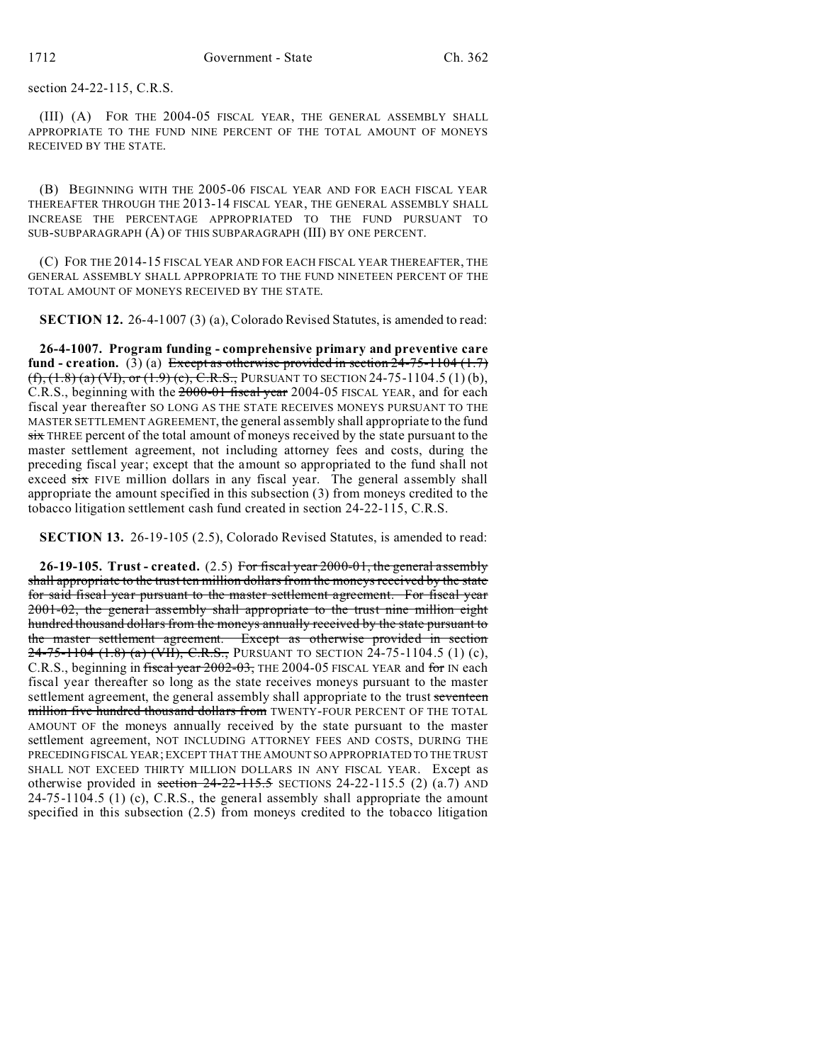section 24-22-115, C.R.S.

(III) (A) FOR THE 2004-05 FISCAL YEAR, THE GENERAL ASSEMBLY SHALL APPROPRIATE TO THE FUND NINE PERCENT OF THE TOTAL AMOUNT OF MONEYS RECEIVED BY THE STATE.

(B) BEGINNING WITH THE 2005-06 FISCAL YEAR AND FOR EACH FISCAL YEAR THEREAFTER THROUGH THE 2013-14 FISCAL YEAR, THE GENERAL ASSEMBLY SHALL INCREASE THE PERCENTAGE APPROPRIATED TO THE FUND PURSUANT TO SUB-SUBPARAGRAPH (A) OF THIS SUBPARAGRAPH (III) BY ONE PERCENT.

(C) FOR THE 2014-15 FISCAL YEAR AND FOR EACH FISCAL YEAR THEREAFTER, THE GENERAL ASSEMBLY SHALL APPROPRIATE TO THE FUND NINETEEN PERCENT OF THE TOTAL AMOUNT OF MONEYS RECEIVED BY THE STATE.

**SECTION 12.** 26-4-1007 (3) (a), Colorado Revised Statutes, is amended to read:

**26-4-1007. Program funding - comprehensive primary and preventive care fund - creation.** (3) (a) ~~Except as otherwise provided in section 24-75-1104 (1.7) (f), (1.8) (a) (VI), or (1.9) (c), C.R.S.,~~ PURSUANT TO SECTION 24-75-1104.5 (1) (b), C.R.S., beginning with the ~~2000-01 fiscal year~~ 2004-05 FISCAL YEAR, and for each fiscal year thereafter SO LONG AS THE STATE RECEIVES MONEYS PURSUANT TO THE MASTER SETTLEMENT AGREEMENT, the general assembly shall appropriate to the fund ~~six~~ THREE percent of the total amount of moneys received by the state pursuant to the master settlement agreement, not including attorney fees and costs, during the preceding fiscal year; except that the amount so appropriated to the fund shall not exceed ~~six~~ FIVE million dollars in any fiscal year. The general assembly shall appropriate the amount specified in this subsection (3) from moneys credited to the tobacco litigation settlement cash fund created in section 24-22-115, C.R.S.

**SECTION 13.** 26-19-105 (2.5), Colorado Revised Statutes, is amended to read:

**26-19-105. Trust - created.** (2.5) ~~For fiscal year 2000-01, the general assembly shall appropriate to the trust ten million dollars from the moneys received by the state for said fiscal year pursuant to the master settlement agreement. For fiscal year 2001-02, the general assembly shall appropriate to the trust nine million eight hundred thousand dollars from the moneys annually received by the state pursuant to the master settlement agreement. Except as otherwise provided in section 24-75-1104 (1.8) (a) (VII), C.R.S.,~~ PURSUANT TO SECTION 24-75-1104.5 (1) (c), C.R.S., beginning in ~~fiscal year 2002-03,~~ THE 2004-05 FISCAL YEAR and ~~for~~ IN each fiscal year thereafter so long as the state receives moneys pursuant to the master settlement agreement, the general assembly shall appropriate to the trust ~~seventeen million five hundred thousand dollars from~~ TWENTY-FOUR PERCENT OF THE TOTAL AMOUNT OF the moneys annually received by the state pursuant to the master settlement agreement, NOT INCLUDING ATTORNEY FEES AND COSTS, DURING THE PRECEDING FISCAL YEAR; EXCEPT THAT THE AMOUNT SO APPROPRIATED TO THE TRUST SHALL NOT EXCEED THIRTY MILLION DOLLARS IN ANY FISCAL YEAR. Except as otherwise provided in ~~section 24-22-115.5~~ SECTIONS 24-22-115.5 (2) (a.7) AND 24-75-1104.5 (1) (c), C.R.S., the general assembly shall appropriate the amount specified in this subsection (2.5) from moneys credited to the tobacco litigation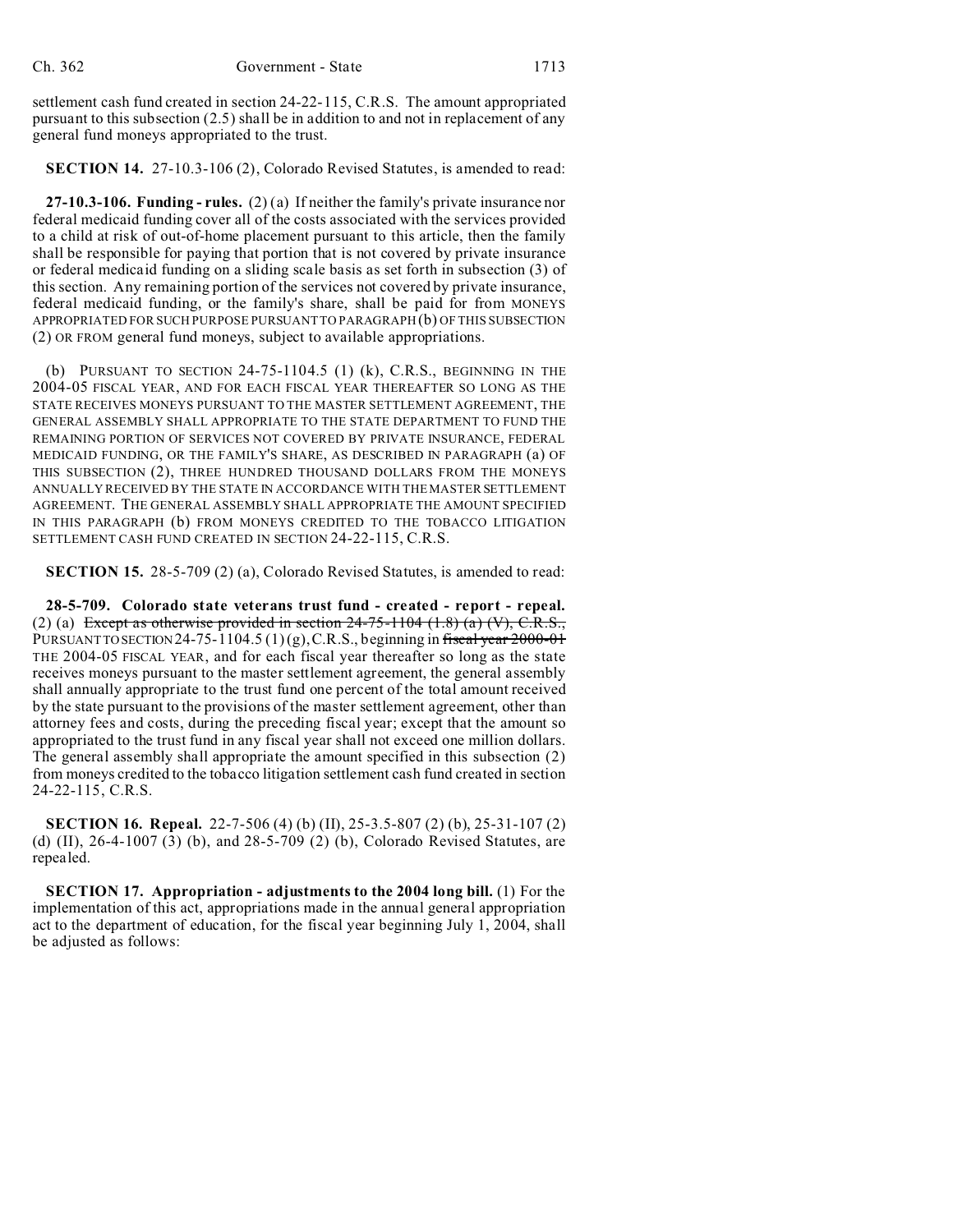settlement cash fund created in section 24-22-115, C.R.S. The amount appropriated pursuant to this subsection (2.5) shall be in addition to and not in replacement of any general fund moneys appropriated to the trust.

**SECTION 14.** 27-10.3-106 (2), Colorado Revised Statutes, is amended to read:

**27-10.3-106. Funding - rules.** (2) (a) If neither the family's private insurance nor federal medicaid funding cover all of the costs associated with the services provided to a child at risk of out-of-home placement pursuant to this article, then the family shall be responsible for paying that portion that is not covered by private insurance or federal medicaid funding on a sliding scale basis as set forth in subsection (3) of this section. Any remaining portion of the services not covered by private insurance, federal medicaid funding, or the family's share, shall be paid for from MONEYS APPROPRIATED FOR SUCH PURPOSE PURSUANT TO PARAGRAPH (b) OF THIS SUBSECTION (2) OR FROM general fund moneys, subject to available appropriations.

(b) PURSUANT TO SECTION 24-75-1104.5 (1) (k), C.R.S., BEGINNING IN THE 2004-05 FISCAL YEAR, AND FOR EACH FISCAL YEAR THEREAFTER SO LONG AS THE STATE RECEIVES MONEYS PURSUANT TO THE MASTER SETTLEMENT AGREEMENT, THE GENERAL ASSEMBLY SHALL APPROPRIATE TO THE STATE DEPARTMENT TO FUND THE REMAINING PORTION OF SERVICES NOT COVERED BY PRIVATE INSURANCE, FEDERAL MEDICAID FUNDING, OR THE FAMILY'S SHARE, AS DESCRIBED IN PARAGRAPH (a) OF THIS SUBSECTION (2), THREE HUNDRED THOUSAND DOLLARS FROM THE MONEYS ANNUALLY RECEIVED BY THE STATE IN ACCORDANCE WITH THE MASTER SETTLEMENT AGREEMENT. THE GENERAL ASSEMBLY SHALL APPROPRIATE THE AMOUNT SPECIFIED IN THIS PARAGRAPH (b) FROM MONEYS CREDITED TO THE TOBACCO LITIGATION SETTLEMENT CASH FUND CREATED IN SECTION 24-22-115, C.R.S.

**SECTION 15.** 28-5-709 (2) (a), Colorado Revised Statutes, is amended to read:

**28-5-709. Colorado state veterans trust fund - created - report - repeal.** (2) (a) ~~Except as otherwise provided in section 24-75-1104 (1.8) (a) (V), C.R.S.,~~ PURSUANT TO SECTION 24-75-1104.5 (1) (g), C.R.S., beginning in ~~fiscal year 2000-01~~ THE 2004-05 FISCAL YEAR, and for each fiscal year thereafter so long as the state receives moneys pursuant to the master settlement agreement, the general assembly shall annually appropriate to the trust fund one percent of the total amount received by the state pursuant to the provisions of the master settlement agreement, other than attorney fees and costs, during the preceding fiscal year; except that the amount so appropriated to the trust fund in any fiscal year shall not exceed one million dollars. The general assembly shall appropriate the amount specified in this subsection (2) from moneys credited to the tobacco litigation settlement cash fund created in section 24-22-115, C.R.S.

**SECTION 16. Repeal.** 22-7-506 (4) (b) (II), 25-3.5-807 (2) (b), 25-31-107 (2) (d) (II), 26-4-1007 (3) (b), and 28-5-709 (2) (b), Colorado Revised Statutes, are repealed.

**SECTION 17. Appropriation - adjustments to the 2004 long bill.** (1) For the implementation of this act, appropriations made in the annual general appropriation act to the department of education, for the fiscal year beginning July 1, 2004, shall be adjusted as follows: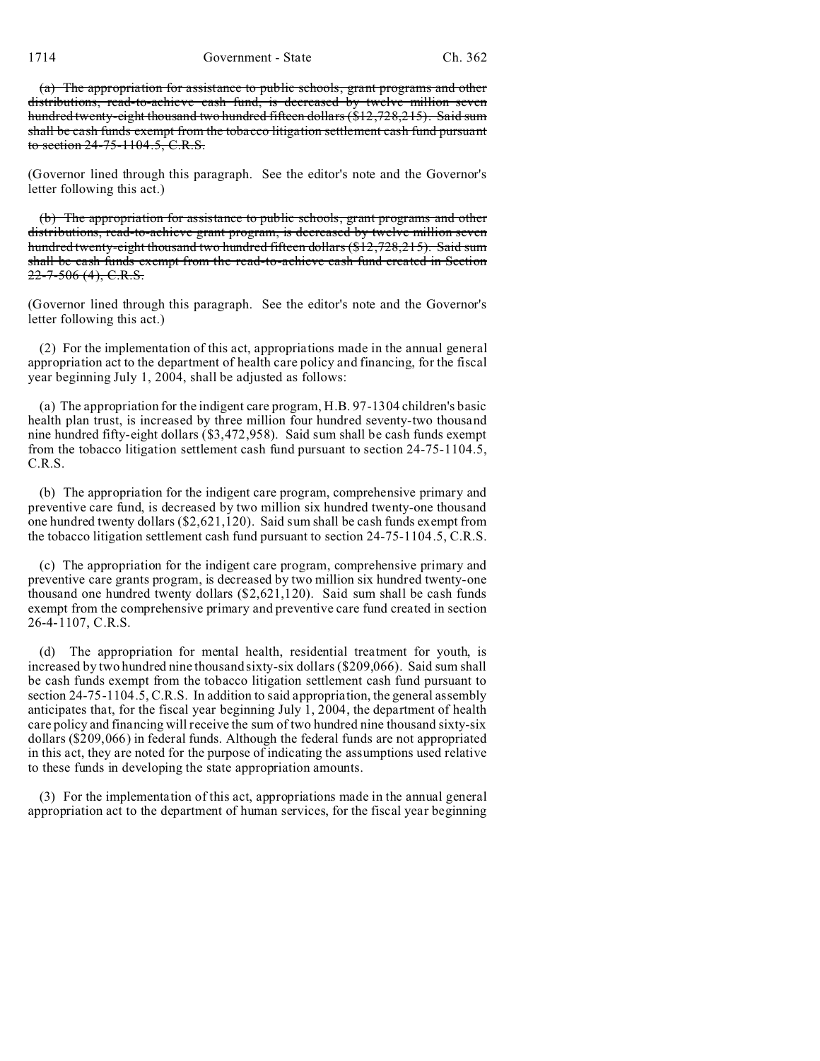~~(a) The appropriation for assistance to public schools, grant programs and other distributions, read-to-achieve cash fund, is decreased by twelve million seven hundred twenty-eight thousand two hundred fifteen dollars ($12,728,215). Said sum shall be cash funds exempt from the tobacco litigation settlement cash fund pursuant to section 24-75-1104.5, C.R.S.~~

(Governor lined through this paragraph. See the editor's note and the Governor's letter following this act.)

~~(b) The appropriation for assistance to public schools, grant programs and other distributions, read-to-achieve grant program, is decreased by twelve million seven hundred twenty-eight thousand two hundred fifteen dollars ($12,728,215). Said sum shall be cash funds exempt from the read-to-achieve cash fund created in Section 22-7-506 (4), C.R.S.~~

(Governor lined through this paragraph. See the editor's note and the Governor's letter following this act.)

(2) For the implementation of this act, appropriations made in the annual general appropriation act to the department of health care policy and financing, for the fiscal year beginning July 1, 2004, shall be adjusted as follows:

(a) The appropriation for the indigent care program, H.B. 97-1304 children's basic health plan trust, is increased by three million four hundred seventy-two thousand nine hundred fifty-eight dollars ($3,472,958). Said sum shall be cash funds exempt from the tobacco litigation settlement cash fund pursuant to section 24-75-1104.5, C.R.S.

(b) The appropriation for the indigent care program, comprehensive primary and preventive care fund, is decreased by two million six hundred twenty-one thousand one hundred twenty dollars ($2,621,120). Said sum shall be cash funds exempt from the tobacco litigation settlement cash fund pursuant to section 24-75-1104.5, C.R.S.

(c) The appropriation for the indigent care program, comprehensive primary and preventive care grants program, is decreased by two million six hundred twenty-one thousand one hundred twenty dollars ($2,621,120). Said sum shall be cash funds exempt from the comprehensive primary and preventive care fund created in section 26-4-1107, C.R.S.

(d) The appropriation for mental health, residential treatment for youth, is increased by two hundred nine thousand sixty-six dollars ($209,066). Said sum shall be cash funds exempt from the tobacco litigation settlement cash fund pursuant to section 24-75-1104.5, C.R.S. In addition to said appropriation, the general assembly anticipates that, for the fiscal year beginning July 1, 2004, the department of health care policy and financing will receive the sum of two hundred nine thousand sixty-six dollars ($209,066) in federal funds. Although the federal funds are not appropriated in this act, they are noted for the purpose of indicating the assumptions used relative to these funds in developing the state appropriation amounts.

(3) For the implementation of this act, appropriations made in the annual general appropriation act to the department of human services, for the fiscal year beginning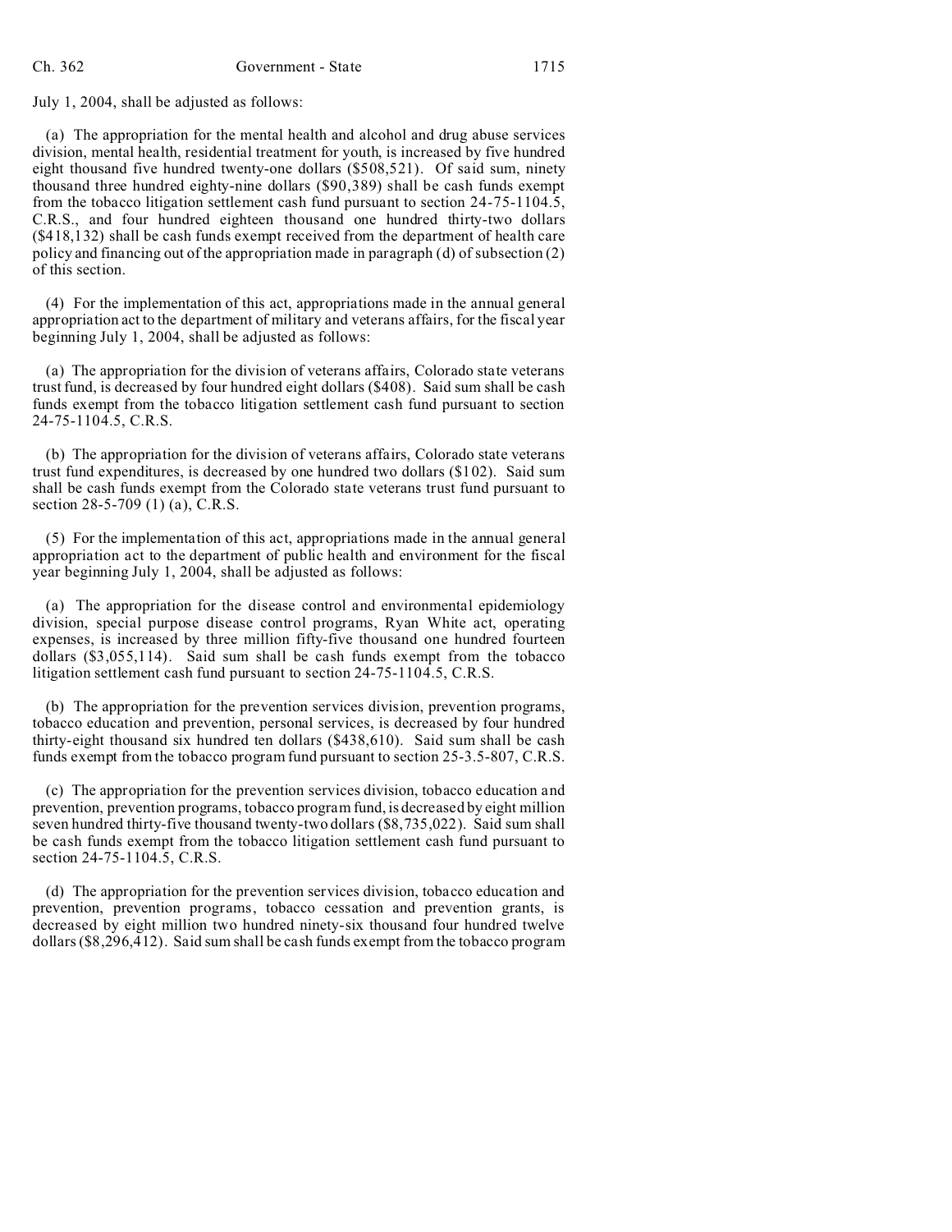July 1, 2004, shall be adjusted as follows:

(a) The appropriation for the mental health and alcohol and drug abuse services division, mental health, residential treatment for youth, is increased by five hundred eight thousand five hundred twenty-one dollars ($508,521). Of said sum, ninety thousand three hundred eighty-nine dollars ($90,389) shall be cash funds exempt from the tobacco litigation settlement cash fund pursuant to section 24-75-1104.5, C.R.S., and four hundred eighteen thousand one hundred thirty-two dollars ($418,132) shall be cash funds exempt received from the department of health care policy and financing out of the appropriation made in paragraph (d) of subsection (2) of this section.

(4) For the implementation of this act, appropriations made in the annual general appropriation act to the department of military and veterans affairs, for the fiscal year beginning July 1, 2004, shall be adjusted as follows:

(a) The appropriation for the division of veterans affairs, Colorado state veterans trust fund, is decreased by four hundred eight dollars ($408). Said sum shall be cash funds exempt from the tobacco litigation settlement cash fund pursuant to section 24-75-1104.5, C.R.S.

(b) The appropriation for the division of veterans affairs, Colorado state veterans trust fund expenditures, is decreased by one hundred two dollars ($102). Said sum shall be cash funds exempt from the Colorado state veterans trust fund pursuant to section 28-5-709 (1) (a), C.R.S.

(5) For the implementation of this act, appropriations made in the annual general appropriation act to the department of public health and environment for the fiscal year beginning July 1, 2004, shall be adjusted as follows:

(a) The appropriation for the disease control and environmental epidemiology division, special purpose disease control programs, Ryan White act, operating expenses, is increased by three million fifty-five thousand one hundred fourteen dollars ($3,055,114). Said sum shall be cash funds exempt from the tobacco litigation settlement cash fund pursuant to section 24-75-1104.5, C.R.S.

(b) The appropriation for the prevention services division, prevention programs, tobacco education and prevention, personal services, is decreased by four hundred thirty-eight thousand six hundred ten dollars ($438,610). Said sum shall be cash funds exempt from the tobacco program fund pursuant to section 25-3.5-807, C.R.S.

(c) The appropriation for the prevention services division, tobacco education and prevention, prevention programs, tobacco program fund, is decreased by eight million seven hundred thirty-five thousand twenty-two dollars ($8,735,022). Said sum shall be cash funds exempt from the tobacco litigation settlement cash fund pursuant to section 24-75-1104.5, C.R.S.

(d) The appropriation for the prevention services division, tobacco education and prevention, prevention programs, tobacco cessation and prevention grants, is decreased by eight million two hundred ninety-six thousand four hundred twelve dollars ($8,296,412). Said sum shall be cash funds exempt from the tobacco program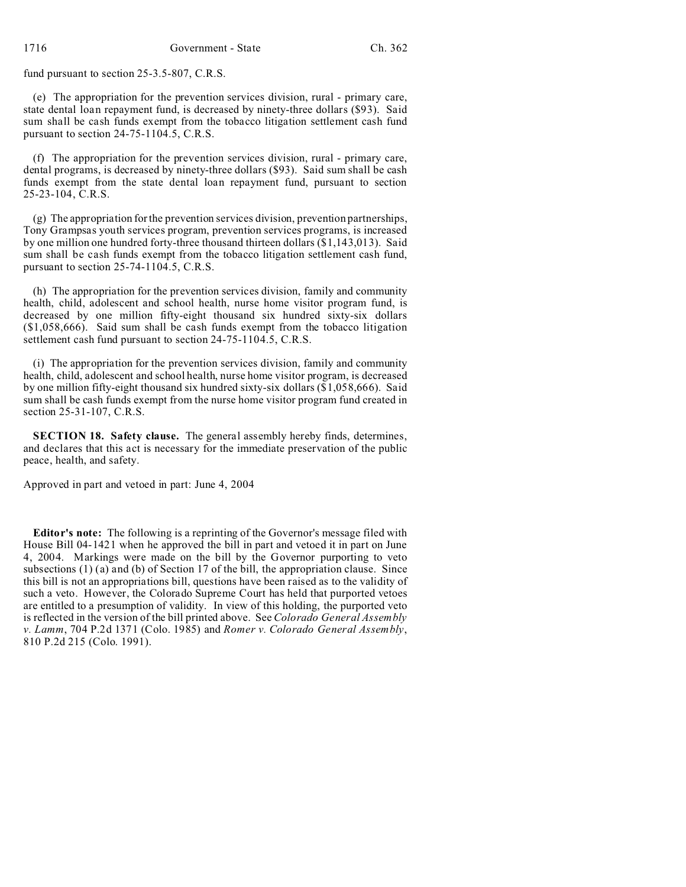fund pursuant to section 25-3.5-807, C.R.S.

(e) The appropriation for the prevention services division, rural - primary care, state dental loan repayment fund, is decreased by ninety-three dollars ($93). Said sum shall be cash funds exempt from the tobacco litigation settlement cash fund pursuant to section 24-75-1104.5, C.R.S.

(f) The appropriation for the prevention services division, rural - primary care, dental programs, is decreased by ninety-three dollars ($93). Said sum shall be cash funds exempt from the state dental loan repayment fund, pursuant to section 25-23-104, C.R.S.

(g) The appropriation for the prevention services division, prevention partnerships, Tony Grampsas youth services program, prevention services programs, is increased by one million one hundred forty-three thousand thirteen dollars ($1,143,013). Said sum shall be cash funds exempt from the tobacco litigation settlement cash fund, pursuant to section 25-74-1104.5, C.R.S.

(h) The appropriation for the prevention services division, family and community health, child, adolescent and school health, nurse home visitor program fund, is decreased by one million fifty-eight thousand six hundred sixty-six dollars ($1,058,666). Said sum shall be cash funds exempt from the tobacco litigation settlement cash fund pursuant to section 24-75-1104.5, C.R.S.

(i) The appropriation for the prevention services division, family and community health, child, adolescent and school health, nurse home visitor program, is decreased by one million fifty-eight thousand six hundred sixty-six dollars ($1,058,666). Said sum shall be cash funds exempt from the nurse home visitor program fund created in section 25-31-107, C.R.S.

**SECTION 18. Safety clause.** The general assembly hereby finds, determines, and declares that this act is necessary for the immediate preservation of the public peace, health, and safety.

Approved in part and vetoed in part: June 4, 2004

**Editor's note:** The following is a reprinting of the Governor's message filed with House Bill 04-1421 when he approved the bill in part and vetoed it in part on June 4, 2004. Markings were made on the bill by the Governor purporting to veto subsections (1) (a) and (b) of Section 17 of the bill, the appropriation clause. Since this bill is not an appropriations bill, questions have been raised as to the validity of such a veto. However, the Colorado Supreme Court has held that purported vetoes are entitled to a presumption of validity. In view of this holding, the purported veto is reflected in the version of the bill printed above. See *Colorado General Assembly v. Lamm*, 704 P.2d 1371 (Colo. 1985) and *Romer v. Colorado General Assembly*, 810 P.2d 215 (Colo. 1991).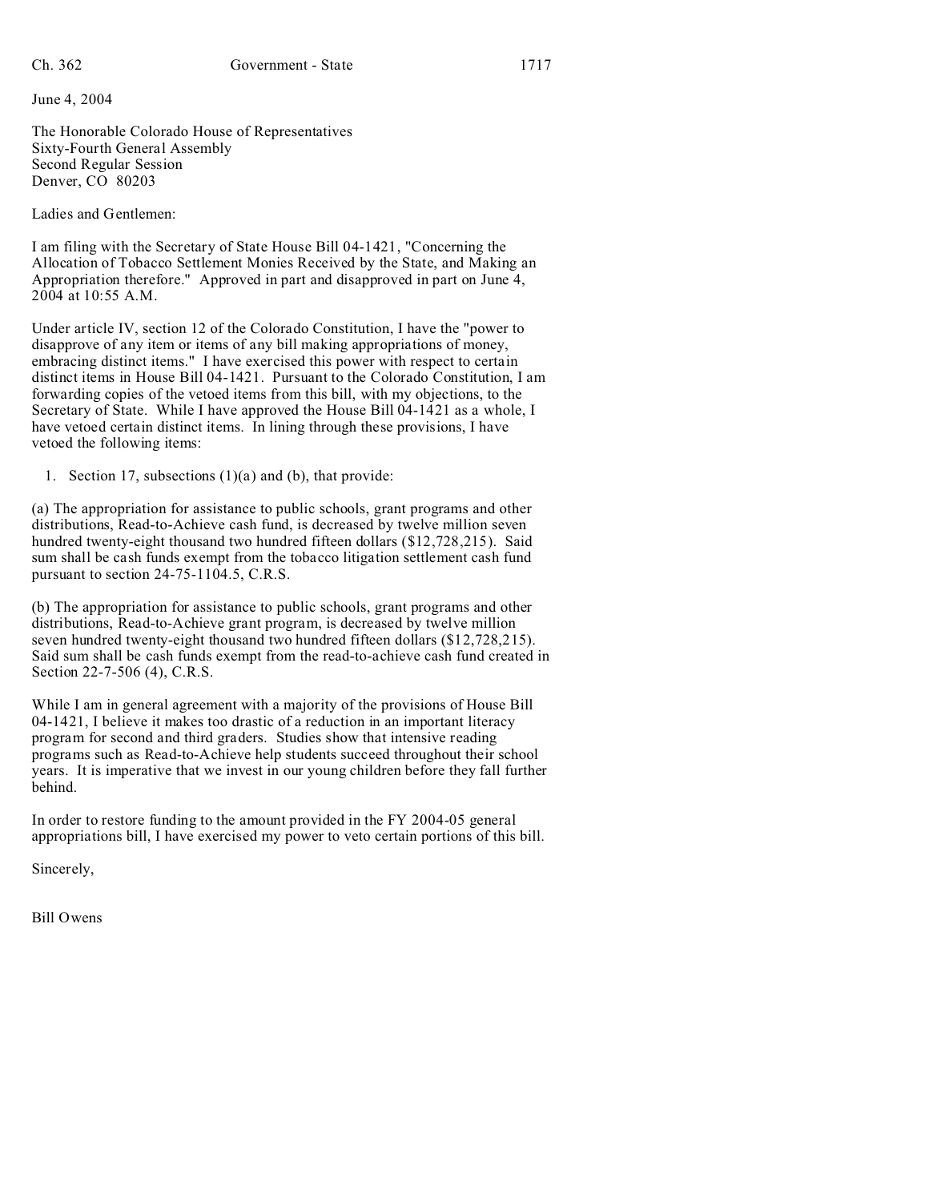June 4, 2004

The Honorable Colorado House of Representatives
Sixty-Fourth General Assembly
Second Regular Session
Denver, CO 80203

Ladies and Gentlemen:

I am filing with the Secretary of State House Bill 04-1421, "Concerning the Allocation of Tobacco Settlement Monies Received by the State, and Making an Appropriation therefore." Approved in part and disapproved in part on June 4, 2004 at 10:55 A.M.

Under article IV, section 12 of the Colorado Constitution, I have the "power to disapprove of any item or items of any bill making appropriations of money, embracing distinct items." I have exercised this power with respect to certain distinct items in House Bill 04-1421. Pursuant to the Colorado Constitution, I am forwarding copies of the vetoed items from this bill, with my objections, to the Secretary of State. While I have approved the House Bill 04-1421 as a whole, I have vetoed certain distinct items. In lining through these provisions, I have vetoed the following items:

1. Section 17, subsections (1)(a) and (b), that provide:

(a) The appropriation for assistance to public schools, grant programs and other distributions, Read-to-Achieve cash fund, is decreased by twelve million seven hundred twenty-eight thousand two hundred fifteen dollars ($12,728,215). Said sum shall be cash funds exempt from the tobacco litigation settlement cash fund pursuant to section 24-75-1104.5, C.R.S.

(b) The appropriation for assistance to public schools, grant programs and other distributions, Read-to-Achieve grant program, is decreased by twelve million seven hundred twenty-eight thousand two hundred fifteen dollars ($12,728,215). Said sum shall be cash funds exempt from the read-to-achieve cash fund created in Section 22-7-506 (4), C.R.S.

While I am in general agreement with a majority of the provisions of House Bill 04-1421, I believe it makes too drastic of a reduction in an important literacy program for second and third graders. Studies show that intensive reading programs such as Read-to-Achieve help students succeed throughout their school years. It is imperative that we invest in our young children before they fall further behind.

In order to restore funding to the amount provided in the FY 2004-05 general appropriations bill, I have exercised my power to veto certain portions of this bill.

Sincerely,

Bill Owens